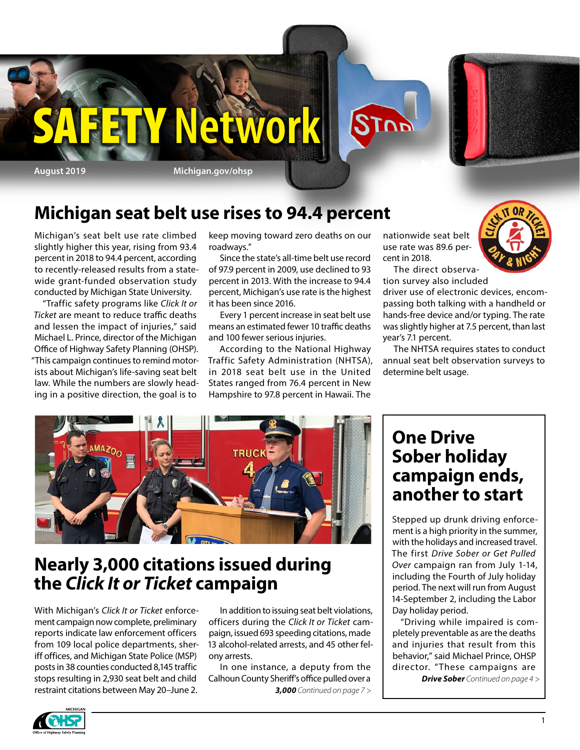# SAFETY Network

August 2019 Michigan.gov/ohsp

## Michigan seat belt use rises to 94.4 percent

Michigan's seat belt use rate climbed slightly higher this year, rising from 93.4 percent in 2018 to 94.4 percent, according to recently-released results from a statewide grant-funded observation study conducted by Michigan State University.

"Traffic safety programs like *Click It or Ticket* are meant to reduce traffic deaths and lessen the impact of injuries," said Michael L. Prince, director of the Michigan Office of Highway Safety Planning (OHSP). "This campaign continues to remind motorists about Michigan's life-saving seat belt law. While the numbers are slowly heading in a positive direction, the goal is to keep moving toward zero deaths on our roadways."

Since the state's all-time belt use record of 97.9 percent in 2009, use declined to 93 percent in 2013. With the increase to 94.4 percent, Michigan's use rate is the highest it has been since 2016.

Every 1 percent increase in seat belt use means an estimated fewer 10 traffic deaths and 100 fewer serious injuries.

According to the National Highway Traffic Safety Administration (NHTSA), in 2018 seat belt use in the United States ranged from 76.4 percent in New Hampshire to 97.8 percent in Hawaii. The nationwide seat belt use rate was 89.6 percent in 2018.

The direct observation survey also included driver use of electronic devices, encompassing both talking with a handheld or hands-free device and/or typing. The rate was slightly higher at 7.5 percent, than last year's 7.1 percent.

The NHTSA requires states to conduct annual seat belt observation surveys to determine belt usage.

## Nearly 3,000 citations issued during the *Click It or Ticket* campaign

With Michigan's *Click It or Ticket* enforcement campaign now complete, preliminary reports indicate law enforcement officers from 109 local police departments, sheriff offices, and Michigan State Police (MSP) posts in 38 counties conducted 8,145 traffic stops resulting in 2,930 seat belt and child restraint citations between May 20–June 2.

In addition to issuing seat belt violations, officers during the *Click It or Ticket* campaign, issued 693 speeding citations, made 13 alcohol-related arrests, and 45 other felony arrests.

In one instance, a deputy from the Calhoun County Sheriff's office pulled over a

***3,000*** *Continued on page 7 >*

## One Drive Sober holiday campaign ends, another to start

Stepped up drunk driving enforcement is a high priority in the summer, with the holidays and increased travel. The first *Drive Sober or Get Pulled Over* campaign ran from July 1-14, including the Fourth of July holiday period. The next will run from August 14-September 2, including the Labor Day holiday period.

"Driving while impaired is completely preventable as are the deaths and injuries that result from this behavior," said Michael Prince, OHSP director. "These campaigns are

***Drive Sober*** *Continued on page 4 >*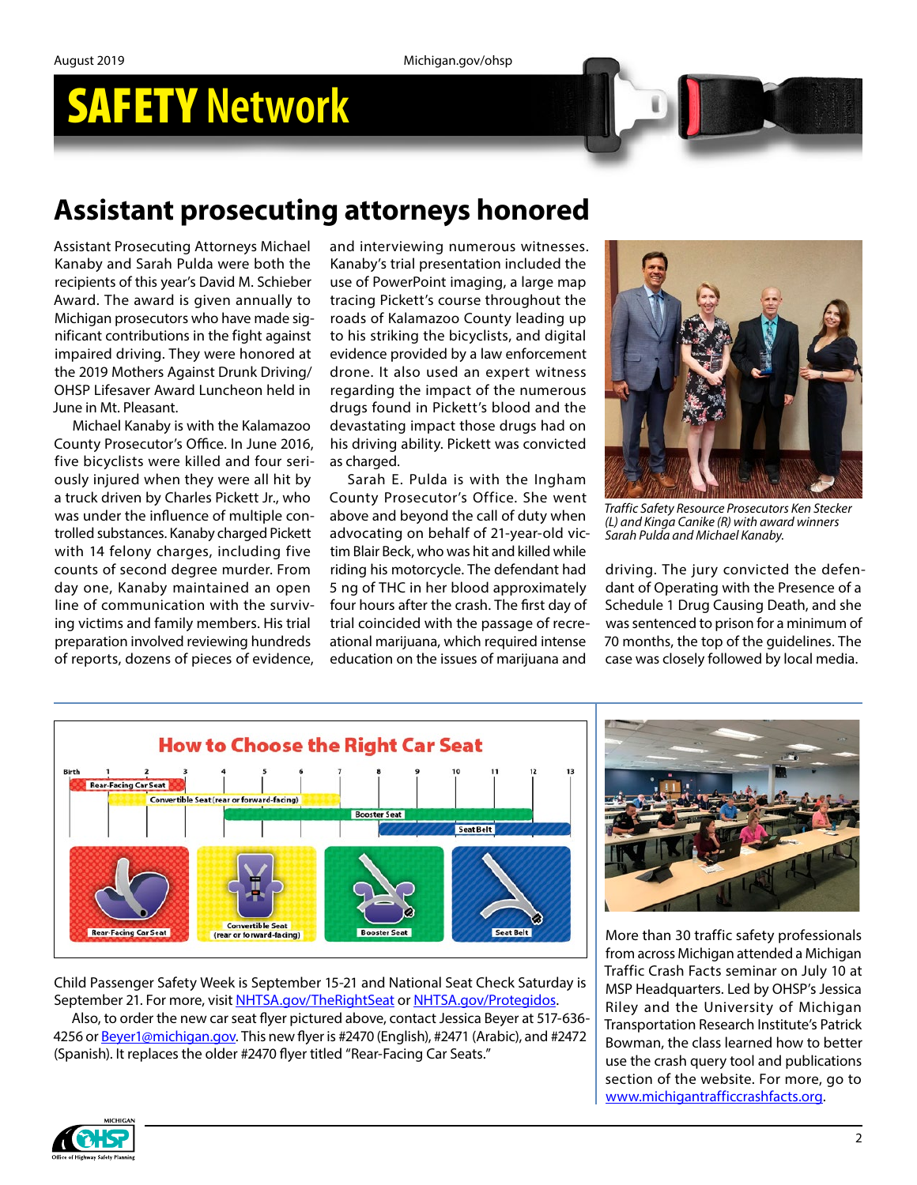# Assistant prosecuting attorneys honored

Assistant Prosecuting Attorneys Michael Kanaby and Sarah Pulda were both the recipients of this year's David M. Schieber Award. The award is given annually to Michigan prosecutors who have made significant contributions in the fight against impaired driving. They were honored at the 2019 Mothers Against Drunk Driving/ OHSP Lifesaver Award Luncheon held in June in Mt. Pleasant.

Michael Kanaby is with the Kalamazoo County Prosecutor's Office. In June 2016, five bicyclists were killed and four seriously injured when they were all hit by a truck driven by Charles Pickett Jr., who was under the influence of multiple controlled substances. Kanaby charged Pickett with 14 felony charges, including five counts of second degree murder. From day one, Kanaby maintained an open line of communication with the surviving victims and family members. His trial preparation involved reviewing hundreds of reports, dozens of pieces of evidence, and interviewing numerous witnesses. Kanaby's trial presentation included the use of PowerPoint imaging, a large map tracing Pickett's course throughout the roads of Kalamazoo County leading up to his striking the bicyclists, and digital evidence provided by a law enforcement drone. It also used an expert witness regarding the impact of the numerous drugs found in Pickett's blood and the devastating impact those drugs had on his driving ability. Pickett was convicted as charged.

Sarah E. Pulda is with the Ingham County Prosecutor's Office. She went above and beyond the call of duty when advocating on behalf of 21-year-old victim Blair Beck, who was hit and killed while riding his motorcycle. The defendant had 5 ng of THC in her blood approximately four hours after the crash. The first day of trial coincided with the passage of recreational marijuana, which required intense education on the issues of marijuana and driving. The jury convicted the defendant of Operating with the Presence of a Schedule 1 Drug Causing Death, and she was sentenced to prison for a minimum of 70 months, the top of the guidelines. The case was closely followed by local media.

*Traffic Safety Resource Prosecutors Ken Stecker (L) and Kinga Canike (R) with award winners Sarah Pulda and Michael Kanaby.*

Child Passenger Safety Week is September 15-21 and National Seat Check Saturday is September 21. For more, visit [NHTSA.gov/TheRightSeat](NHTSA.gov/TheRightSeat) or [NHTSA.gov/Protegidos](NHTSA.gov/Protegidos).

Also, to order the new car seat flyer pictured above, contact Jessica Beyer at 517-636-4256 or [Beyer1@michigan.gov](mailto:Beyer1@michigan.gov). This new flyer is #2470 (English), #2471 (Arabic), and #2472 (Spanish). It replaces the older #2470 flyer titled "Rear-Facing Car Seats."

More than 30 traffic safety professionals from across Michigan attended a Michigan Traffic Crash Facts seminar on July 10 at MSP Headquarters. Led by OHSP's Jessica Riley and the University of Michigan Transportation Research Institute's Patrick Bowman, the class learned how to better use the crash query tool and publications section of the website. For more, go to [www.michigantrafficcrashfacts.org](www.michigantrafficcrashfacts.org).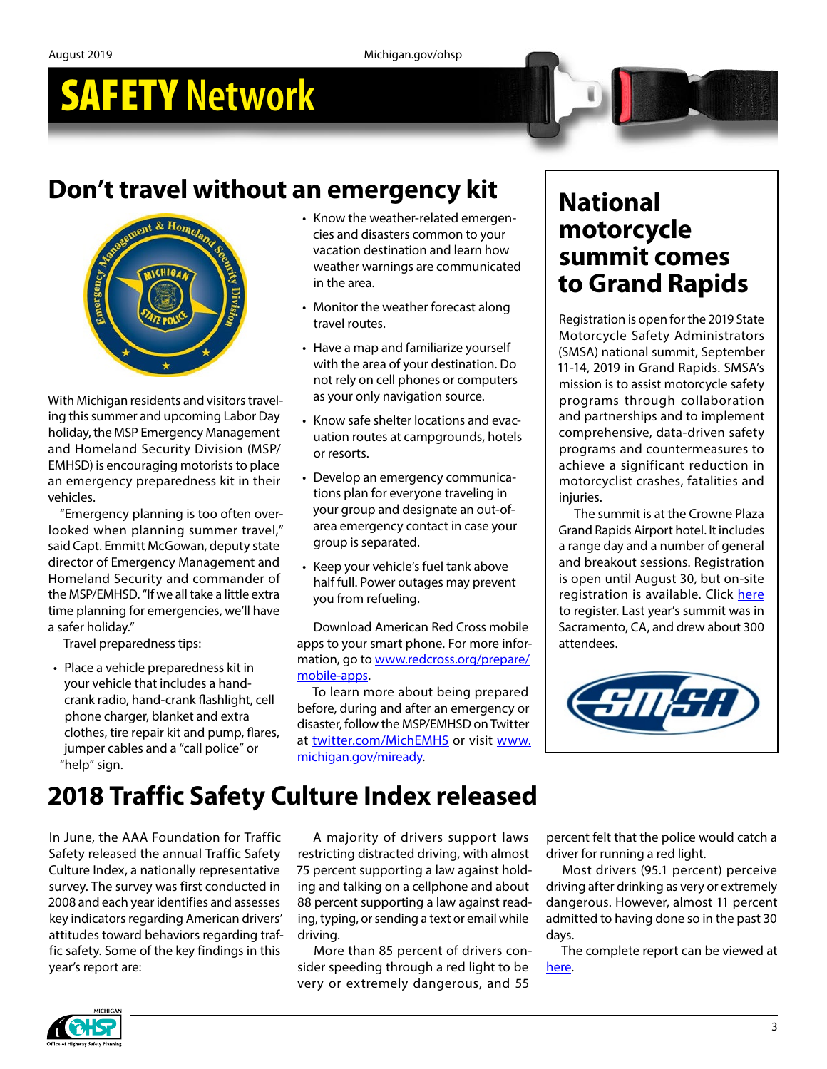# SAFETY Network

## Don't travel without an emergency kit

With Michigan residents and visitors traveling this summer and upcoming Labor Day holiday, the MSP Emergency Management and Homeland Security Division (MSP/EMHSD) is encouraging motorists to place an emergency preparedness kit in their vehicles.

"Emergency planning is too often overlooked when planning summer travel," said Capt. Emmitt McGowan, deputy state director of Emergency Management and Homeland Security and commander of the MSP/EMHSD. "If we all take a little extra time planning for emergencies, we'll have a safer holiday."

Travel preparedness tips:

- Place a vehicle preparedness kit in your vehicle that includes a hand-crank radio, hand-crank flashlight, cell phone charger, blanket and extra clothes, tire repair kit and pump, flares, jumper cables and a "call police" or "help" sign.
- Know the weather-related emergencies and disasters common to your vacation destination and learn how weather warnings are communicated in the area.
- Monitor the weather forecast along travel routes.
- Have a map and familiarize yourself with the area of your destination. Do not rely on cell phones or computers as your only navigation source.
- Know safe shelter locations and evacuation routes at campgrounds, hotels or resorts.
- Develop an emergency communications plan for everyone traveling in your group and designate an out-of-area emergency contact in case your group is separated.
- Keep your vehicle's fuel tank above half full. Power outages may prevent you from refueling.

Download American Red Cross mobile apps to your smart phone. For more information, go to www.redcross.org/prepare/mobile-apps.

To learn more about being prepared before, during and after an emergency or disaster, follow the MSP/EMHSD on Twitter at twitter.com/MichEMHS or visit www.michigan.gov/miready.

## National motorcycle summit comes to Grand Rapids

Registration is open for the 2019 State Motorcycle Safety Administrators (SMSA) national summit, September 11-14, 2019 in Grand Rapids. SMSA's mission is to assist motorcycle safety programs through collaboration and partnerships and to implement comprehensive, data-driven safety programs and countermeasures to achieve a significant reduction in motorcyclist crashes, fatalities and injuries.

The summit is at the Crowne Plaza Grand Rapids Airport hotel. It includes a range day and a number of general and breakout sessions. Registration is open until August 30, but on-site registration is available. Click here to register. Last year's summit was in Sacramento, CA, and drew about 300 attendees.

## 2018 Traffic Safety Culture Index released

In June, the AAA Foundation for Traffic Safety released the annual Traffic Safety Culture Index, a nationally representative survey. The survey was first conducted in 2008 and each year identifies and assesses key indicators regarding American drivers' attitudes toward behaviors regarding traffic safety. Some of the key findings in this year's report are:

A majority of drivers support laws restricting distracted driving, with almost 75 percent supporting a law against holding and talking on a cellphone and about 88 percent supporting a law against reading, typing, or sending a text or email while driving.

More than 85 percent of drivers consider speeding through a red light to be very or extremely dangerous, and 55 percent felt that the police would catch a driver for running a red light.

Most drivers (95.1 percent) perceive driving after drinking as very or extremely dangerous. However, almost 11 percent admitted to having done so in the past 30 days.

The complete report can be viewed at here.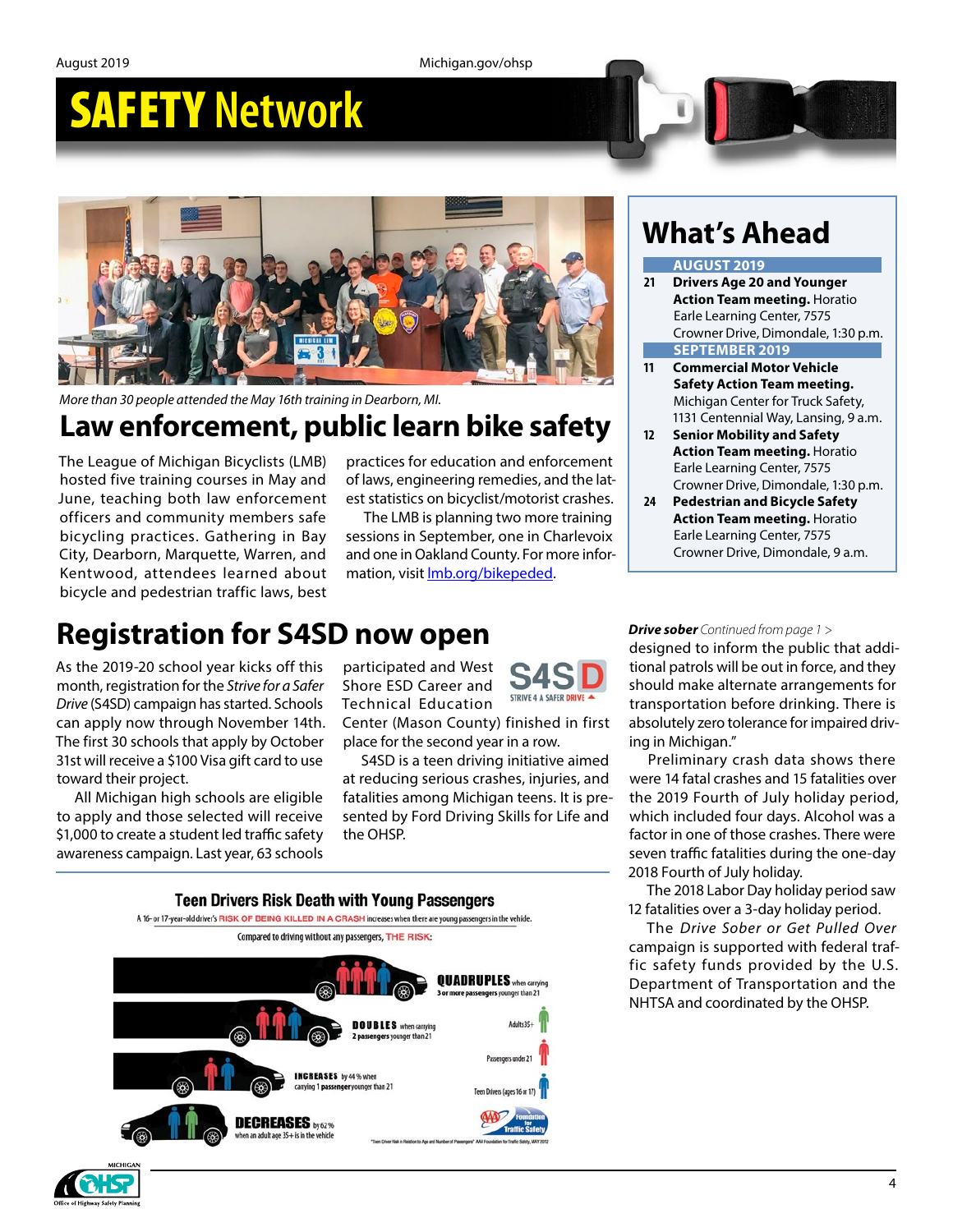# SAFETY Network

More than 30 people attended the May 16th training in Dearborn, MI.

## Law enforcement, public learn bike safety

The League of Michigan Bicyclists (LMB) hosted five training courses in May and June, teaching both law enforcement officers and community members safe bicycling practices. Gathering in Bay City, Dearborn, Marquette, Warren, and Kentwood, attendees learned about bicycle and pedestrian traffic laws, best practices for education and enforcement of laws, engineering remedies, and the latest statistics on bicyclist/motorist crashes.

The LMB is planning two more training sessions in September, one in Charlevoix and one in Oakland County. For more information, visit [lmb.org/bikepeded](lmb.org/bikepeded).

## What's Ahead

**AUGUST 2019**

**21** **Drivers Age 20 and Younger Action Team meeting.** Horatio Earle Learning Center, 7575 Crowner Drive, Dimondale, 1:30 p.m.

**SEPTEMBER 2019**

**11** **Commercial Motor Vehicle Safety Action Team meeting.** Michigan Center for Truck Safety, 1131 Centennial Way, Lansing, 9 a.m.

**12** **Senior Mobility and Safety Action Team meeting.** Horatio Earle Learning Center, 7575 Crowner Drive, Dimondale, 1:30 p.m.

**24** **Pedestrian and Bicycle Safety Action Team meeting.** Horatio Earle Learning Center, 7575 Crowner Drive, Dimondale, 9 a.m.

## Registration for S4SD now open

As the 2019-20 school year kicks off this month, registration for the *Strive for a Safer Drive* (S4SD) campaign has started. Schools can apply now through November 14th. The first 30 schools that apply by October 31st will receive a $100 Visa gift card to use toward their project.

All Michigan high schools are eligible to apply and those selected will receive $1,000 to create a student led traffic safety awareness campaign. Last year, 63 schools participated and West Shore ESD Career and Technical Education Center (Mason County) finished in first place for the second year in a row.

S4SD is a teen driving initiative aimed at reducing serious crashes, injuries, and fatalities among Michigan teens. It is presented by Ford Driving Skills for Life and the OHSP.

### Teen Drivers Risk Death with Young Passengers

A 16- or 17-year-old driver's RISK OF BEING KILLED IN A CRASH increases when there are young passengers in the vehicle.

Compared to driving without any passengers, THE RISK:

- **QUADRUPLES** when carrying 3 or more passengers younger than 21
- **DOUBLES** when carrying 2 passengers younger than 21
- **INCREASES** by 44% when carrying 1 passenger younger than 21
- **DECREASES** by 62% when an adult age 35+ is in the vehicle

Adults 35+ · Passengers under 21 · Teen Drivers (ages 16 or 17)

"Teen Driver Risk in Relation to Age and Number of Passengers" AAA Foundation for Traffic Safety, MAY 2012

***Drive sober*** *Continued from page 1 >*

designed to inform the public that additional patrols will be out in force, and they should make alternate arrangements for transportation before drinking. There is absolutely zero tolerance for impaired driving in Michigan."

Preliminary crash data shows there were 14 fatal crashes and 15 fatalities over the 2019 Fourth of July holiday period, which included four days. Alcohol was a factor in one of those crashes. There were seven traffic fatalities during the one-day 2018 Fourth of July holiday.

The 2018 Labor Day holiday period saw 12 fatalities over a 3-day holiday period.

The *Drive Sober or Get Pulled Over* campaign is supported with federal traffic safety funds provided by the U.S. Department of Transportation and the NHTSA and coordinated by the OHSP.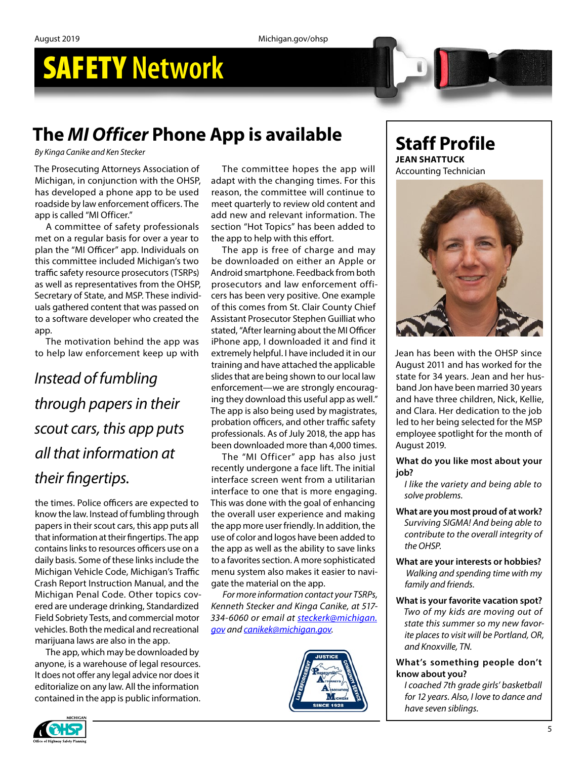# SAFETY Network

## The *MI Officer* Phone App is available

*By Kinga Canike and Ken Stecker*

The Prosecuting Attorneys Association of Michigan, in conjunction with the OHSP, has developed a phone app to be used roadside by law enforcement officers. The app is called "MI Officer."

A committee of safety professionals met on a regular basis for over a year to plan the "MI Officer" app. Individuals on this committee included Michigan's two traffic safety resource prosecutors (TSRPs) as well as representatives from the OHSP, Secretary of State, and MSP. These individuals gathered content that was passed on to a software developer who created the app.

The motivation behind the app was to help law enforcement keep up with the times. Police officers are expected to know the law. Instead of fumbling through papers in their scout cars, this app puts all that information at their fingertips. The app contains links to resources officers use on a daily basis. Some of these links include the Michigan Vehicle Code, Michigan's Traffic Crash Report Instruction Manual, and the Michigan Penal Code. Other topics covered are underage drinking, Standardized Field Sobriety Tests, and commercial motor vehicles. Both the medical and recreational marijuana laws are also in the app.

*Instead of fumbling through papers in their scout cars, this app puts all that information at their fingertips.*

The app, which may be downloaded by anyone, is a warehouse of legal resources. It does not offer any legal advice nor does it editorialize on any law. All the information contained in the app is public information.

The committee hopes the app will adapt with the changing times. For this reason, the committee will continue to meet quarterly to review old content and add new and relevant information. The section "Hot Topics" has been added to the app to help with this effort.

The app is free of charge and may be downloaded on either an Apple or Android smartphone. Feedback from both prosecutors and law enforcement officers has been very positive. One example of this comes from St. Clair County Chief Assistant Prosecutor Stephen Guilliat who stated, "After learning about the MI Officer iPhone app, I downloaded it and find it extremely helpful. I have included it in our training and have attached the applicable slides that are being shown to our local law enforcement—we are strongly encouraging they download this useful app as well." The app is also being used by magistrates, probation officers, and other traffic safety professionals. As of July 2018, the app has been downloaded more than 4,000 times.

The "MI Officer" app has also just recently undergone a face lift. The initial interface screen went from a utilitarian interface to one that is more engaging. This was done with the goal of enhancing the overall user experience and making the app more user friendly. In addition, the use of color and logos have been added to the app as well as the ability to save links to a favorites section. A more sophisticated menu system also makes it easier to navigate the material on the app.

*For more information contact your TSRPs, Kenneth Stecker and Kinga Canike, at 517-334-6060 or email at [steckerk@michigan.gov](mailto:steckerk@michigan.gov) and [canikek@michigan.gov](mailto:canikek@michigan.gov).*

## Staff Profile

**JEAN SHATTUCK**
Accounting Technician

Jean has been with the OHSP since August 2011 and has worked for the state for 34 years. Jean and her husband Jon have been married 30 years and have three children, Nick, Kellie, and Clara. Her dedication to the job led to her being selected for the MSP employee spotlight for the month of August 2019.

**What do you like most about your job?**
*I like the variety and being able to solve problems.*

**What are you most proud of at work?**
*Surviving SIGMA! And being able to contribute to the overall integrity of the OHSP.*

**What are your interests or hobbies?**
*Walking and spending time with my family and friends.*

**What is your favorite vacation spot?**
*Two of my kids are moving out of state this summer so my new favorite places to visit will be Portland, OR, and Knoxville, TN.*

**What's something people don't know about you?**
*I coached 7th grade girls' basketball for 12 years. Also, I love to dance and have seven siblings.*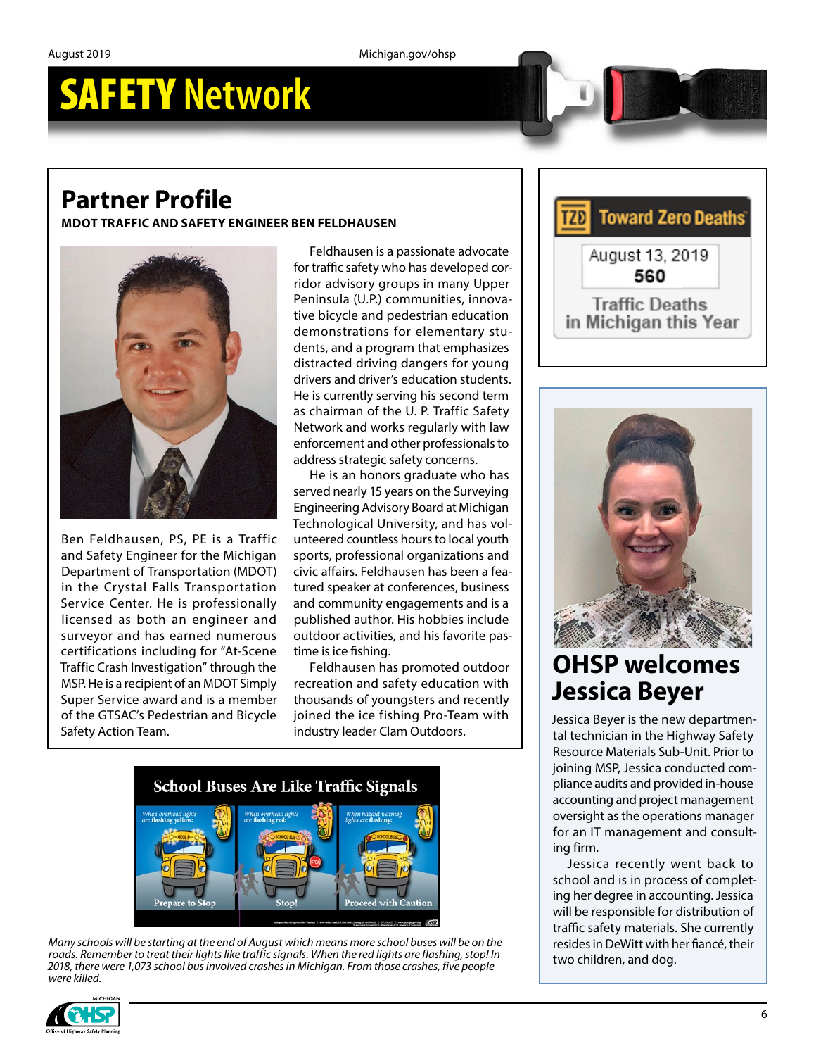# SAFETY Network

## Partner Profile

**MDOT TRAFFIC AND SAFETY ENGINEER BEN FELDHAUSEN**

Ben Feldhausen, PS, PE is a Traffic and Safety Engineer for the Michigan Department of Transportation (MDOT) in the Crystal Falls Transportation Service Center. He is professionally licensed as both an engineer and surveyor and has earned numerous certifications including for "At-Scene Traffic Crash Investigation" through the MSP. He is a recipient of an MDOT Simply Super Service award and is a member of the GTSAC's Pedestrian and Bicycle Safety Action Team.

Feldhausen is a passionate advocate for traffic safety who has developed corridor advisory groups in many Upper Peninsula (U.P.) communities, innovative bicycle and pedestrian education demonstrations for elementary students, and a program that emphasizes distracted driving dangers for young drivers and driver's education students. He is currently serving his second term as chairman of the U. P. Traffic Safety Network and works regularly with law enforcement and other professionals to address strategic safety concerns.

He is an honors graduate who has served nearly 15 years on the Surveying Engineering Advisory Board at Michigan Technological University, and has volunteered countless hours to local youth sports, professional organizations and civic affairs. Feldhausen has been a featured speaker at conferences, business and community engagements and is a published author. His hobbies include outdoor activities, and his favorite pastime is ice fishing.

Feldhausen has promoted outdoor recreation and safety education with thousands of youngsters and recently joined the ice fishing Pro-Team with industry leader Clam Outdoors.

**Toward Zero Deaths**

August 13, 2019
**560**
Traffic Deaths in Michigan this Year

## OHSP welcomes Jessica Beyer

Jessica Beyer is the new departmental technician in the Highway Safety Resource Materials Sub-Unit. Prior to joining MSP, Jessica conducted compliance audits and provided in-house accounting and project management oversight as the operations manager for an IT management and consulting firm.

Jessica recently went back to school and is in process of completing her degree in accounting. Jessica will be responsible for distribution of traffic safety materials. She currently resides in DeWitt with her fiancé, their two children, and dog.

**School Buses Are Like Traffic Signals**

When overhead lights are flashing yellow: Prepare to Stop
When overhead lights are flashing red: Stop!
When hazard warning lights are flashing: Proceed with Caution

*Many schools will be starting at the end of August which means more school buses will be on the roads. Remember to treat their lights like traffic signals. When the red lights are flashing, stop! In 2018, there were 1,073 school bus involved crashes in Michigan. From those crashes, five people were killed.*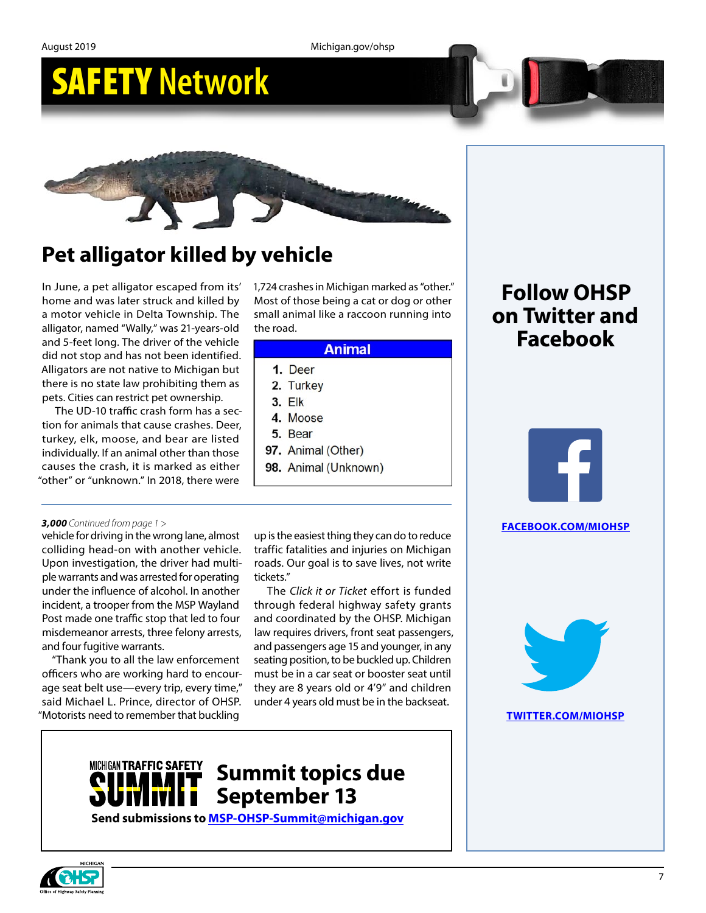# SAFETY Network

## Pet alligator killed by vehicle

In June, a pet alligator escaped from its' home and was later struck and killed by a motor vehicle in Delta Township. The alligator, named "Wally," was 21-years-old and 5-feet long. The driver of the vehicle did not stop and has not been identified. Alligators are not native to Michigan but there is no state law prohibiting them as pets. Cities can restrict pet ownership.

The UD-10 traffic crash form has a section for animals that cause crashes. Deer, turkey, elk, moose, and bear are listed individually. If an animal other than those causes the crash, it is marked as either "other" or "unknown." In 2018, there were 1,724 crashes in Michigan marked as "other." Most of those being a cat or dog or other small animal like a raccoon running into the road.

| Animal |
| --- |
| 1. Deer |
| 2. Turkey |
| 3. Elk |
| 4. Moose |
| 5. Bear |
| 97. Animal (Other) |
| 98. Animal (Unknown) |

***3,000*** *Continued from page 1 >*

vehicle for driving in the wrong lane, almost colliding head-on with another vehicle. Upon investigation, the driver had multiple warrants and was arrested for operating under the influence of alcohol. In another incident, a trooper from the MSP Wayland Post made one traffic stop that led to four misdemeanor arrests, three felony arrests, and four fugitive warrants.

"Thank you to all the law enforcement officers who are working hard to encourage seat belt use—every trip, every time," said Michael L. Prince, director of OHSP. "Motorists need to remember that buckling up is the easiest thing they can do to reduce traffic fatalities and injuries on Michigan roads. Our goal is to save lives, not write tickets."

The *Click it or Ticket* effort is funded through federal highway safety grants and coordinated by the OHSP. Michigan law requires drivers, front seat passengers, and passengers age 15 and younger, in any seating position, to be buckled up. Children must be in a car seat or booster seat until they are 8 years old or 4'9" and children under 4 years old must be in the backseat.

MICHIGAN TRAFFIC SAFETY SUMMIT

**Summit topics due September 13**

**Send submissions to MSP-OHSP-Summit@michigan.gov**

## Follow OHSP on Twitter and Facebook

**FACEBOOK.COM/MIOHSP**

**TWITTER.COM/MIOHSP**